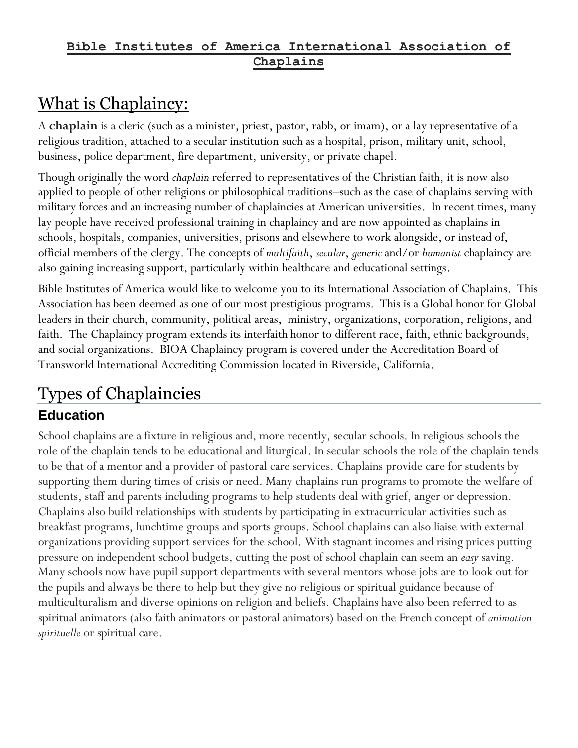**Bible Institutes of America International Association of Chaplains**

# What is Chaplaincy:

A **chaplain** is a cleric (such as a minister, priest, pastor, rabb, or imam), or a lay representative of a religious tradition, attached to a secular institution such as a hospital, prison, military unit, school, business, police department, fire department, university, or private chapel.

Though originally the word *chaplain* referred to representatives of the Christian faith, it is now also applied to people of other religions or philosophical traditions–such as the case of chaplains serving with military forces and an increasing number of chaplaincies at American universities. In recent times, many lay people have received professional training in chaplaincy and are now appointed as chaplains in schools, hospitals, companies, universities, prisons and elsewhere to work alongside, or instead of, official members of the clergy. The concepts of *multifaith*, *secular*, *generic* and/or *humanist* chaplaincy are also gaining increasing support, particularly within healthcare and educational settings.

Bible Institutes of America would like to welcome you to its International Association of Chaplains. This Association has been deemed as one of our most prestigious programs. This is a Global honor for Global leaders in their church, community, political areas, ministry, organizations, corporation, religions, and faith. The Chaplaincy program extends its interfaith honor to different race, faith, ethnic backgrounds, and social organizations. BIOA Chaplaincy program is covered under the Accreditation Board of Transworld International Accrediting Commission located in Riverside, California.

# Types of Chaplaincies

## Education

School chaplains are a fixture in religious and, more recently, secular schools. In religious schools the role of the chaplain tends to be educational and liturgical. In secular schools the role of the chaplain tends to be that of a mentor and a provider of pastoral care services. Chaplains provide care for students by supporting them during times of crisis or need. Many chaplains run programs to promote the welfare of students, staff and parents including programs to help students deal with grief, anger or depression. Chaplains also build relationships with students by participating in extracurricular activities such as breakfast programs, lunchtime groups and sports groups. School chaplains can also liaise with external organizations providing support services for the school. With stagnant incomes and rising prices putting pressure on independent school budgets, cutting the post of school chaplain can seem an *easy* saving. Many schools now have pupil support departments with several mentors whose jobs are to look out for the pupils and always be there to help but they give no religious or spiritual guidance because of multiculturalism and diverse opinions on religion and beliefs. Chaplains have also been referred to as spiritual animators (also faith animators or pastoral animators) based on the French concept of *animation spirituelle* or spiritual care.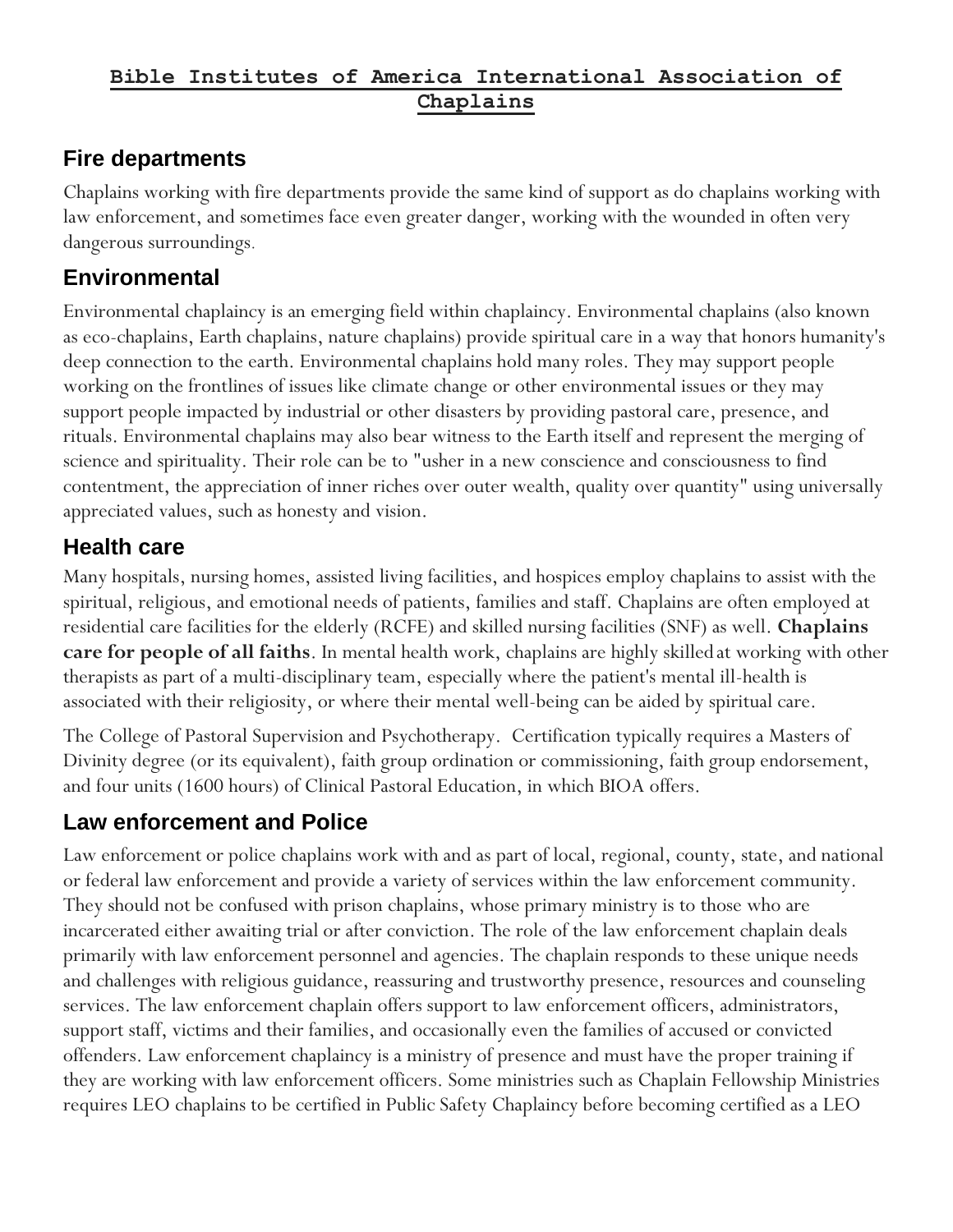**Bible Institutes of America International Association of Chaplains**

## Fire departments

Chaplains working with fire departments provide the same kind of support as do chaplains working with law enforcement, and sometimes face even greater danger, working with the wounded in often very dangerous surroundings.

## Environmental

Environmental chaplaincy is an emerging field within chaplaincy. Environmental chaplains (also known as eco-chaplains, Earth chaplains, nature chaplains) provide spiritual care in a way that honors humanity's deep connection to the earth. Environmental chaplains hold many roles. They may support people working on the frontlines of issues like climate change or other environmental issues or they may support people impacted by industrial or other disasters by providing pastoral care, presence, and rituals. Environmental chaplains may also bear witness to the Earth itself and represent the merging of science and spirituality. Their role can be to "usher in a new conscience and consciousness to find contentment, the appreciation of inner riches over outer wealth, quality over quantity" using universally appreciated values, such as honesty and vision.

## Health care

Many hospitals, nursing homes, assisted living facilities, and hospices employ chaplains to assist with the spiritual, religious, and emotional needs of patients, families and staff. Chaplains are often employed at residential care facilities for the elderly (RCFE) and skilled nursing facilities (SNF) as well. **Chaplains care for people of all faiths**. In mental health work, chaplains are highly skilled at working with other therapists as part of a multi-disciplinary team, especially where the patient's mental ill-health is associated with their religiosity, or where their mental well-being can be aided by spiritual care.

The College of Pastoral Supervision and Psychotherapy. Certification typically requires a Masters of Divinity degree (or its equivalent), faith group ordination or commissioning, faith group endorsement, and four units (1600 hours) of Clinical Pastoral Education, in which BIOA offers.

## Law enforcement and Police

Law enforcement or police chaplains work with and as part of local, regional, county, state, and national or federal law enforcement and provide a variety of services within the law enforcement community. They should not be confused with prison chaplains, whose primary ministry is to those who are incarcerated either awaiting trial or after conviction. The role of the law enforcement chaplain deals primarily with law enforcement personnel and agencies. The chaplain responds to these unique needs and challenges with religious guidance, reassuring and trustworthy presence, resources and counseling services. The law enforcement chaplain offers support to law enforcement officers, administrators, support staff, victims and their families, and occasionally even the families of accused or convicted offenders. Law enforcement chaplaincy is a ministry of presence and must have the proper training if they are working with law enforcement officers. Some ministries such as Chaplain Fellowship Ministries requires LEO chaplains to be certified in Public Safety Chaplaincy before becoming certified as a LEO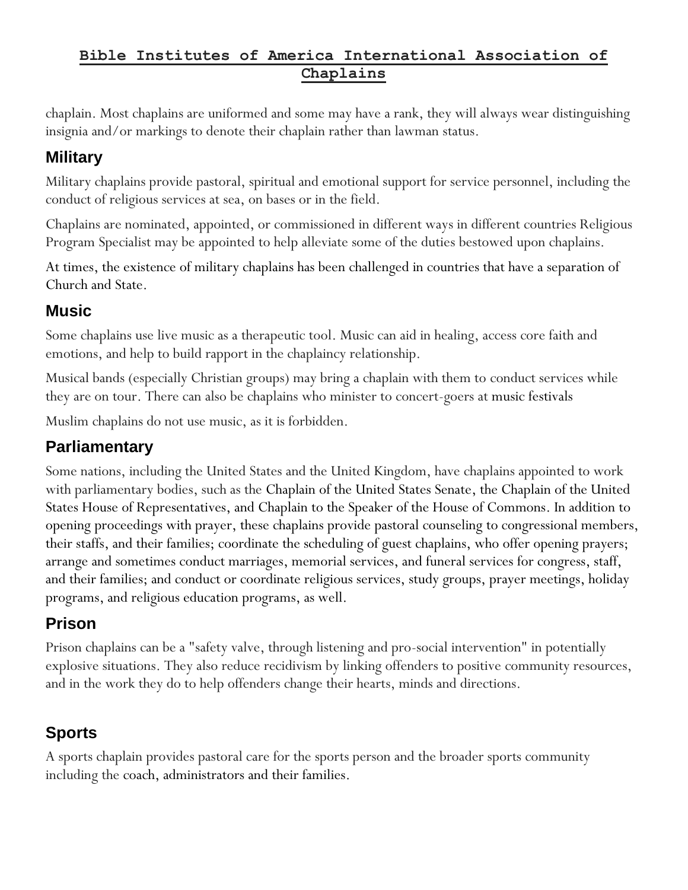chaplain. Most chaplains are uniformed and some may have a rank, they will always wear distinguishing insignia and/or markings to denote their chaplain rather than lawman status.

## Military

Military chaplains provide pastoral, spiritual and emotional support for service personnel, including the conduct of religious services at sea, on bases or in the field.

Chaplains are nominated, appointed, or commissioned in different ways in different countries Religious Program Specialist may be appointed to help alleviate some of the duties bestowed upon chaplains.

At times, the existence of military chaplains has been challenged in countries that have a separation of Church and State.

## Music

Some chaplains use live music as a therapeutic tool. Music can aid in healing, access core faith and emotions, and help to build rapport in the chaplaincy relationship.

Musical bands (especially Christian groups) may bring a chaplain with them to conduct services while they are on tour. There can also be chaplains who minister to concert-goers at music festivals

Muslim chaplains do not use music, as it is forbidden.

## Parliamentary

Some nations, including the United States and the United Kingdom, have chaplains appointed to work with parliamentary bodies, such as the Chaplain of the United States Senate, the Chaplain of the United States House of Representatives, and Chaplain to the Speaker of the House of Commons. In addition to opening proceedings with prayer, these chaplains provide pastoral counseling to congressional members, their staffs, and their families; coordinate the scheduling of guest chaplains, who offer opening prayers; arrange and sometimes conduct marriages, memorial services, and funeral services for congress, staff, and their families; and conduct or coordinate religious services, study groups, prayer meetings, holiday programs, and religious education programs, as well.

## Prison

Prison chaplains can be a "safety valve, through listening and pro-social intervention" in potentially explosive situations. They also reduce recidivism by linking offenders to positive community resources, and in the work they do to help offenders change their hearts, minds and directions.

## Sports

A sports chaplain provides pastoral care for the sports person and the broader sports community including the coach, administrators and their families.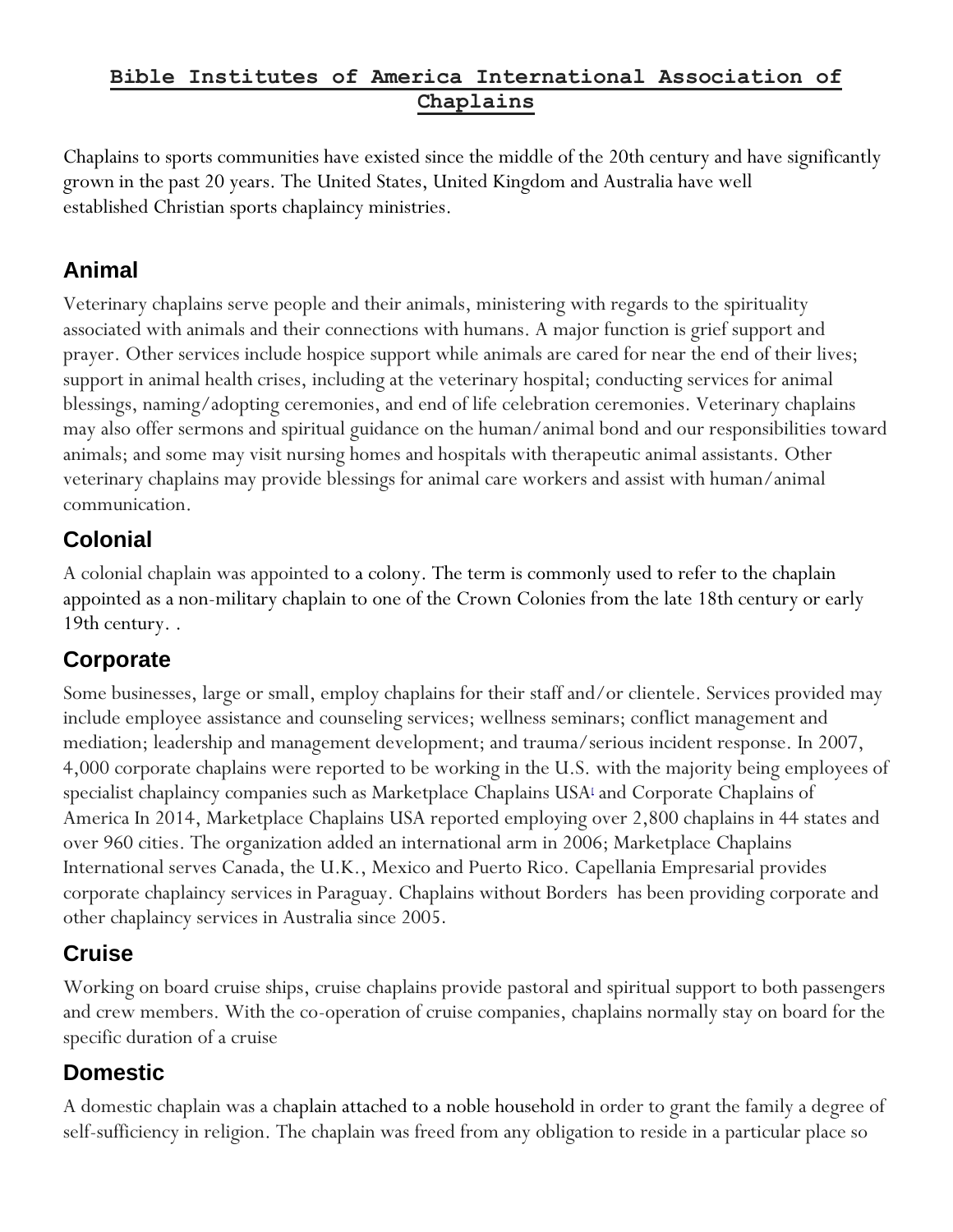## Bible Institutes of America International Association of Chaplains

Chaplains to sports communities have existed since the middle of the 20th century and have significantly grown in the past 20 years. The United States, United Kingdom and Australia have well established Christian sports chaplaincy ministries.

### Animal

Veterinary chaplains serve people and their animals, ministering with regards to the spirituality associated with animals and their connections with humans. A major function is grief support and prayer. Other services include hospice support while animals are cared for near the end of their lives; support in animal health crises, including at the veterinary hospital; conducting services for animal blessings, naming/adopting ceremonies, and end of life celebration ceremonies. Veterinary chaplains may also offer sermons and spiritual guidance on the human/animal bond and our responsibilities toward animals; and some may visit nursing homes and hospitals with therapeutic animal assistants. Other veterinary chaplains may provide blessings for animal care workers and assist with human/animal communication.

### Colonial

A colonial chaplain was appointed to a colony. The term is commonly used to refer to the chaplain appointed as a non-military chaplain to one of the Crown Colonies from the late 18th century or early 19th century. .

### Corporate

Some businesses, large or small, employ chaplains for their staff and/or clientele. Services provided may include employee assistance and counseling services; wellness seminars; conflict management and mediation; leadership and management development; and trauma/serious incident response. In 2007, 4,000 corporate chaplains were reported to be working in the U.S. with the majority being employees of specialist chaplaincy companies such as Marketplace Chaplains USA[i] and Corporate Chaplains of America In 2014, Marketplace Chaplains USA reported employing over 2,800 chaplains in 44 states and over 960 cities. The organization added an international arm in 2006; Marketplace Chaplains International serves Canada, the U.K., Mexico and Puerto Rico. Capellania Empresarial provides corporate chaplaincy services in Paraguay. Chaplains without Borders has been providing corporate and other chaplaincy services in Australia since 2005.

### Cruise

Working on board cruise ships, cruise chaplains provide pastoral and spiritual support to both passengers and crew members. With the co-operation of cruise companies, chaplains normally stay on board for the specific duration of a cruise

### Domestic

A domestic chaplain was a chaplain attached to a noble household in order to grant the family a degree of self-sufficiency in religion. The chaplain was freed from any obligation to reside in a particular place so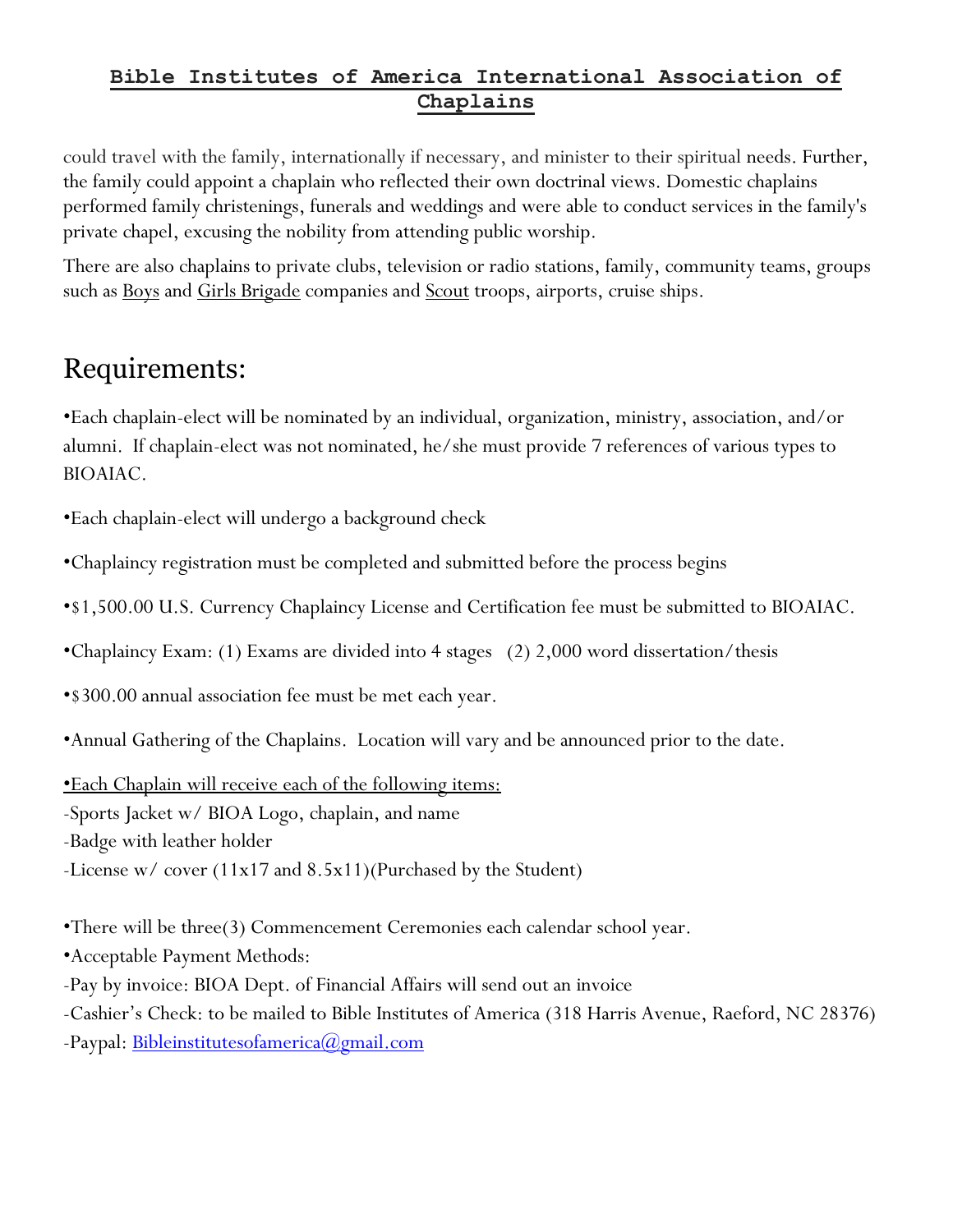could travel with the family, internationally if necessary, and minister to their spiritual needs. Further, the family could appoint a chaplain who reflected their own doctrinal views. Domestic chaplains performed family christenings, funerals and weddings and were able to conduct services in the family's private chapel, excusing the nobility from attending public worship.

There are also chaplains to private clubs, television or radio stations, family, community teams, groups such as Boys and Girls Brigade companies and Scout troops, airports, cruise ships.

## Requirements:

•Each chaplain-elect will be nominated by an individual, organization, ministry, association, and/or alumni. If chaplain-elect was not nominated, he/she must provide 7 references of various types to BIOAIAC.

•Each chaplain-elect will undergo a background check

•Chaplaincy registration must be completed and submitted before the process begins

•$1,500.00 U.S. Currency Chaplaincy License and Certification fee must be submitted to BIOAIAC.

•Chaplaincy Exam: (1) Exams are divided into 4 stages (2) 2,000 word dissertation/thesis

•$300.00 annual association fee must be met each year.

•Annual Gathering of the Chaplains. Location will vary and be announced prior to the date.

•Each Chaplain will receive each of the following items:
-Sports Jacket w/ BIOA Logo, chaplain, and name
-Badge with leather holder
-License w/ cover (11x17 and 8.5x11)(Purchased by the Student)

•There will be three(3) Commencement Ceremonies each calendar school year.
•Acceptable Payment Methods:
-Pay by invoice: BIOA Dept. of Financial Affairs will send out an invoice
-Cashier's Check: to be mailed to Bible Institutes of America (318 Harris Avenue, Raeford, NC 28376)
-Paypal: Bibleinstitutesofamerica@gmail.com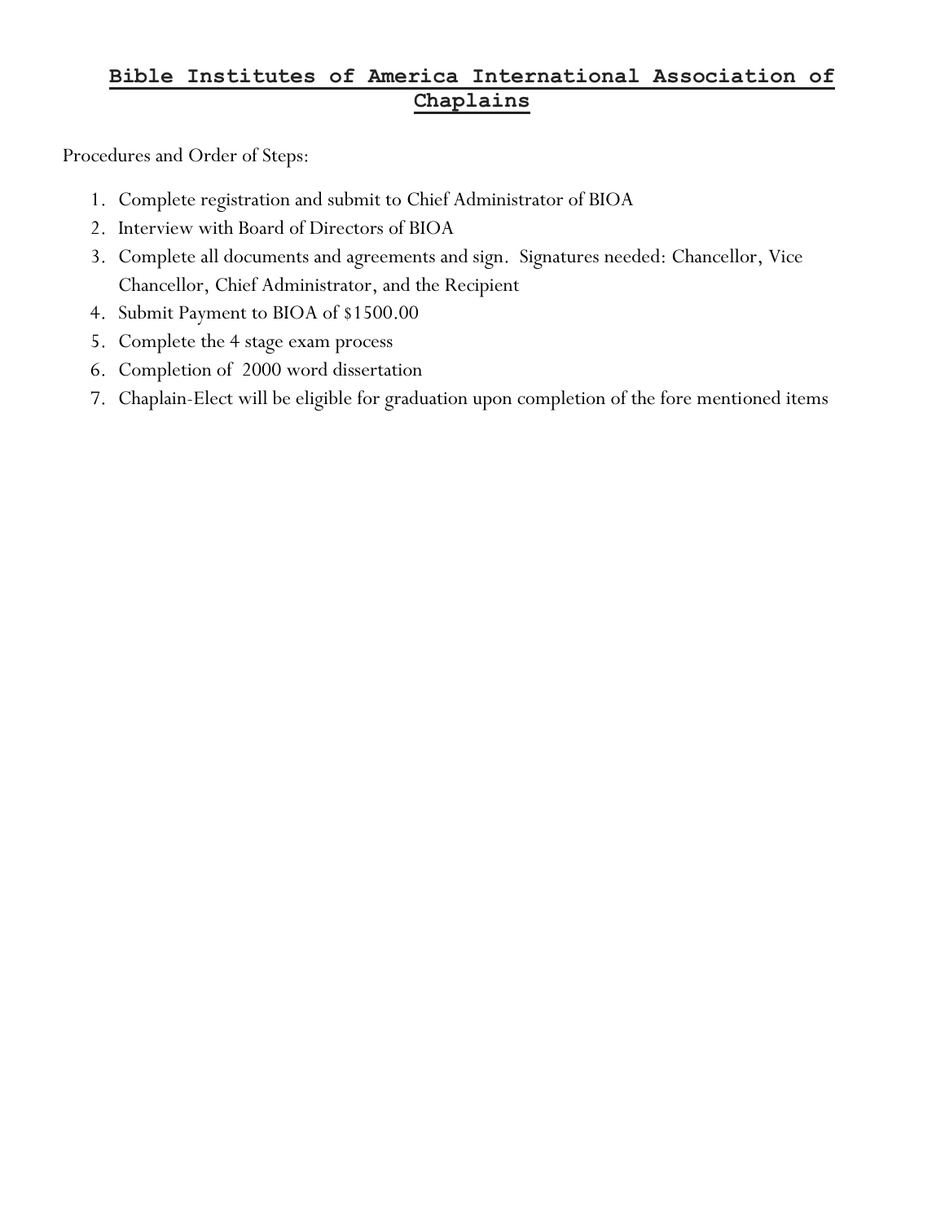# **Bible Institutes of America International Association of Chaplains**

Procedures and Order of Steps:

1. Complete registration and submit to Chief Administrator of BIOA
2. Interview with Board of Directors of BIOA
3. Complete all documents and agreements and sign. Signatures needed: Chancellor, Vice Chancellor, Chief Administrator, and the Recipient
4. Submit Payment to BIOA of $1500.00
5. Complete the 4 stage exam process
6. Completion of 2000 word dissertation
7. Chaplain-Elect will be eligible for graduation upon completion of the fore mentioned items